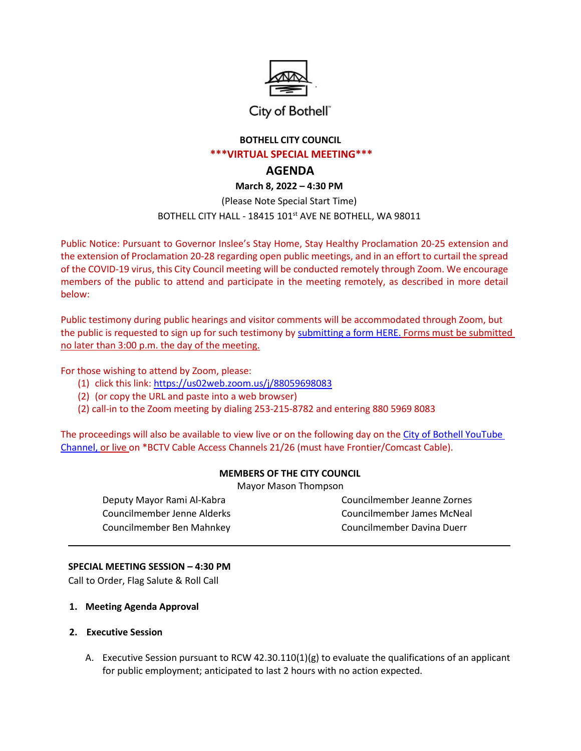City of Bothell™

**BOTHELL CITY COUNCIL**

**\*\*\*VIRTUAL SPECIAL MEETING\*\*\***

# AGENDA

**March 8, 2022 – 4:30 PM**

(Please Note Special Start Time)

BOTHELL CITY HALL - 18415 101st AVE NE BOTHELL, WA 98011

Public Notice: Pursuant to Governor Inslee's Stay Home, Stay Healthy Proclamation 20-25 extension and the extension of Proclamation 20-28 regarding open public meetings, and in an effort to curtail the spread of the COVID-19 virus, this City Council meeting will be conducted remotely through Zoom. We encourage members of the public to attend and participate in the meeting remotely, as described in more detail below:

Public testimony during public hearings and visitor comments will be accommodated through Zoom, but the public is requested to sign up for such testimony by submitting a form HERE. Forms must be submitted no later than 3:00 p.m. the day of the meeting.

For those wishing to attend by Zoom, please:

(1) click this link: https://us02web.zoom.us/j/88059698083
(2) (or copy the URL and paste into a web browser)
(2) call-in to the Zoom meeting by dialing 253-215-8782 and entering 880 5969 8083

The proceedings will also be available to view live or on the following day on the City of Bothell YouTube Channel, or live on *BCTV Cable Access Channels 21/26 (must have Frontier/Comcast Cable).

**MEMBERS OF THE CITY COUNCIL**

Mayor Mason Thompson

Deputy Mayor Rami Al-Kabra
Councilmember Jenne Alderks
Councilmember Ben Mahnkey
Councilmember Jeanne Zornes
Councilmember James McNeal
Councilmember Davina Duerr

---

**SPECIAL MEETING SESSION – 4:30 PM**

Call to Order, Flag Salute & Roll Call

1. **Meeting Agenda Approval**

2. **Executive Session**

   A. Executive Session pursuant to RCW 42.30.110(1)(g) to evaluate the qualifications of an applicant for public employment; anticipated to last 2 hours with no action expected.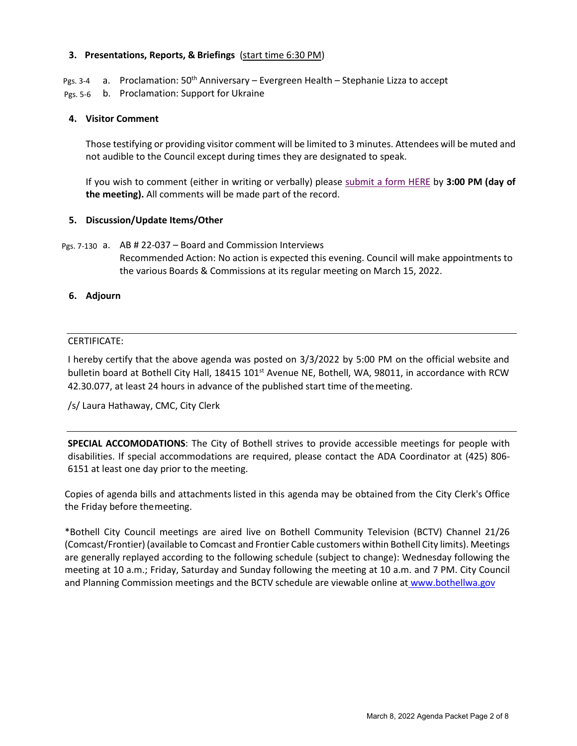### 3. Presentations, Reports, & Briefings (start time 6:30 PM)

Pgs. 3-4 a. Proclamation: 50th Anniversary – Evergreen Health – Stephanie Lizza to accept

Pgs. 5-6 b. Proclamation: Support for Ukraine

### 4. Visitor Comment

Those testifying or providing visitor comment will be limited to 3 minutes. Attendees will be muted and not audible to the Council except during times they are designated to speak.

If you wish to comment (either in writing or verbally) please submit a form HERE by **3:00 PM (day of the meeting).** All comments will be made part of the record.

### 5. Discussion/Update Items/Other

Pgs. 7-130 a. AB # 22-037 – Board and Commission Interviews
Recommended Action: No action is expected this evening. Council will make appointments to the various Boards & Commissions at its regular meeting on March 15, 2022.

### 6. Adjourn

---

CERTIFICATE:

I hereby certify that the above agenda was posted on 3/3/2022 by 5:00 PM on the official website and bulletin board at Bothell City Hall, 18415 101st Avenue NE, Bothell, WA, 98011, in accordance with RCW 42.30.077, at least 24 hours in advance of the published start time of the meeting.

/s/ Laura Hathaway, CMC, City Clerk

---

**SPECIAL ACCOMODATIONS**: The City of Bothell strives to provide accessible meetings for people with disabilities. If special accommodations are required, please contact the ADA Coordinator at (425) 806-6151 at least one day prior to the meeting.

Copies of agenda bills and attachments listed in this agenda may be obtained from the City Clerk's Office the Friday before the meeting.

*Bothell City Council meetings are aired live on Bothell Community Television (BCTV) Channel 21/26 (Comcast/Frontier) (available to Comcast and Frontier Cable customers within Bothell City limits). Meetings are generally replayed according to the following schedule (subject to change): Wednesday following the meeting at 10 a.m.; Friday, Saturday and Sunday following the meeting at 10 a.m. and 7 PM. City Council and Planning Commission meetings and the BCTV schedule are viewable online at www.bothellwa.gov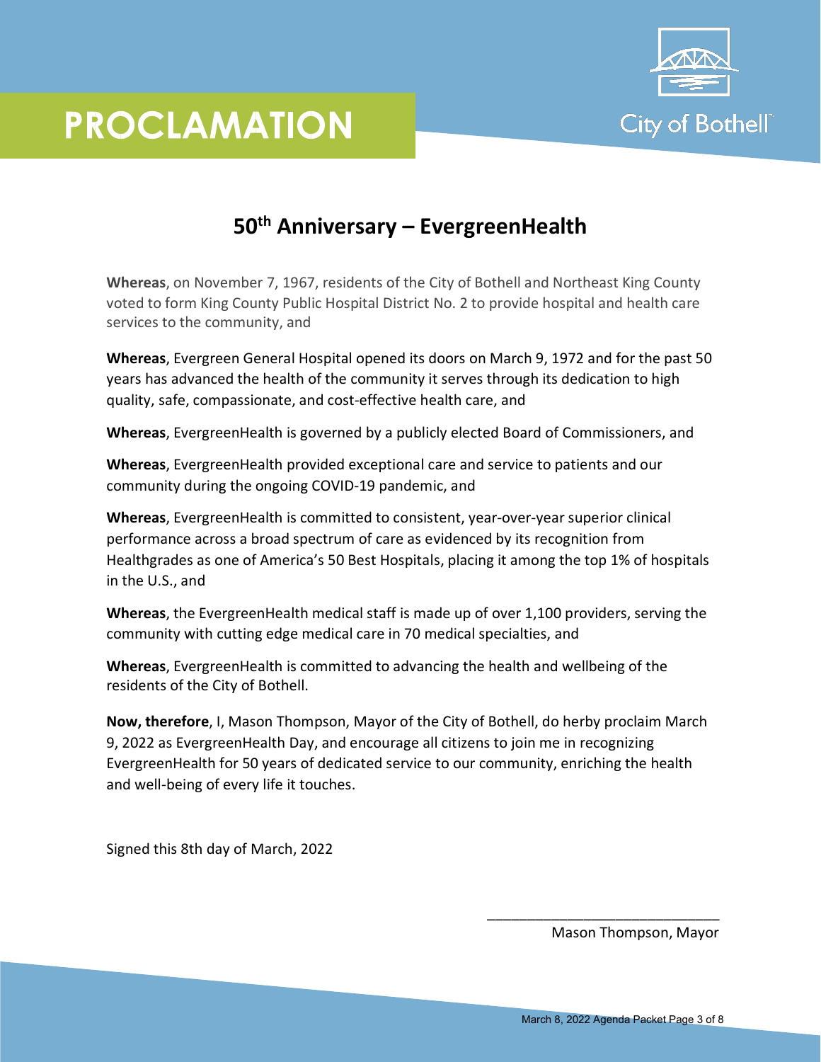# PROCLAMATION

City of Bothell™

## 50th Anniversary – EvergreenHealth

**Whereas**, on November 7, 1967, residents of the City of Bothell and Northeast King County voted to form King County Public Hospital District No. 2 to provide hospital and health care services to the community, and

**Whereas**, Evergreen General Hospital opened its doors on March 9, 1972 and for the past 50 years has advanced the health of the community it serves through its dedication to high quality, safe, compassionate, and cost-effective health care, and

**Whereas**, EvergreenHealth is governed by a publicly elected Board of Commissioners, and

**Whereas**, EvergreenHealth provided exceptional care and service to patients and our community during the ongoing COVID-19 pandemic, and

**Whereas**, EvergreenHealth is committed to consistent, year-over-year superior clinical performance across a broad spectrum of care as evidenced by its recognition from Healthgrades as one of America's 50 Best Hospitals, placing it among the top 1% of hospitals in the U.S., and

**Whereas**, the EvergreenHealth medical staff is made up of over 1,100 providers, serving the community with cutting edge medical care in 70 medical specialties, and

**Whereas**, EvergreenHealth is committed to advancing the health and wellbeing of the residents of the City of Bothell.

**Now, therefore**, I, Mason Thompson, Mayor of the City of Bothell, do herby proclaim March 9, 2022 as EvergreenHealth Day, and encourage all citizens to join me in recognizing EvergreenHealth for 50 years of dedicated service to our community, enriching the health and well-being of every life it touches.

Signed this 8th day of March, 2022

_____________________________

Mason Thompson, Mayor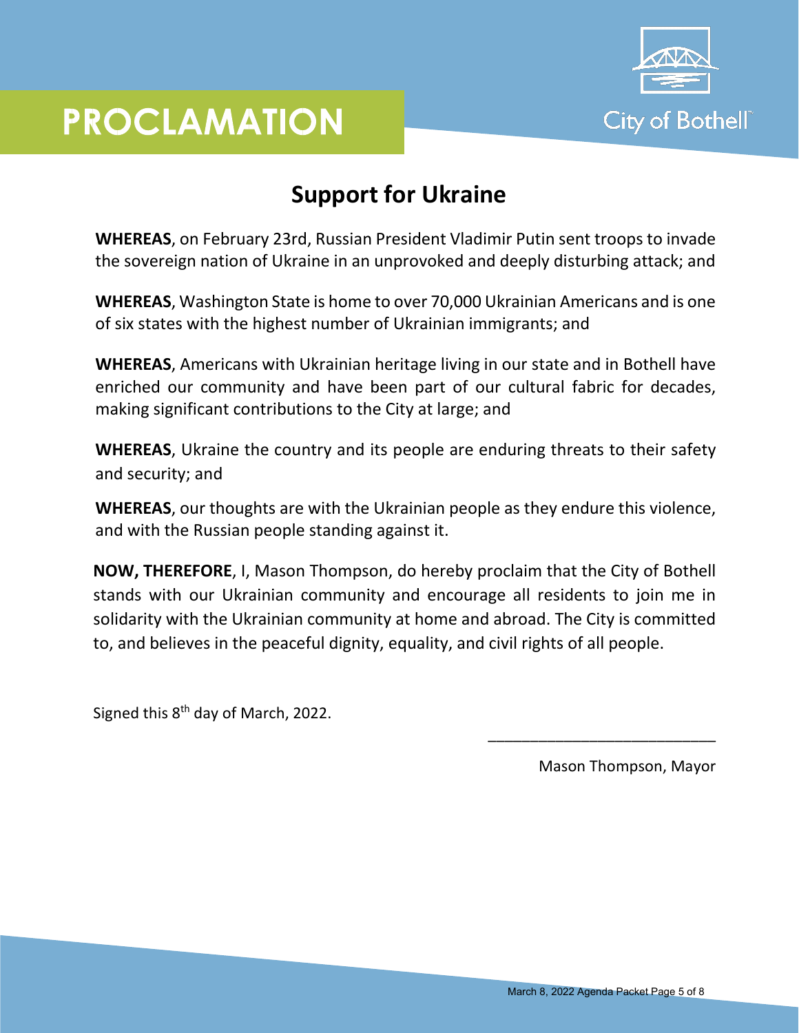# PROCLAMATION

City of Bothell™

## Support for Ukraine

**WHEREAS**, on February 23rd, Russian President Vladimir Putin sent troops to invade the sovereign nation of Ukraine in an unprovoked and deeply disturbing attack; and

**WHEREAS**, Washington State is home to over 70,000 Ukrainian Americans and is one of six states with the highest number of Ukrainian immigrants; and

**WHEREAS**, Americans with Ukrainian heritage living in our state and in Bothell have enriched our community and have been part of our cultural fabric for decades, making significant contributions to the City at large; and

**WHEREAS**, Ukraine the country and its people are enduring threats to their safety and security; and

**WHEREAS**, our thoughts are with the Ukrainian people as they endure this violence, and with the Russian people standing against it.

**NOW, THEREFORE**, I, Mason Thompson, do hereby proclaim that the City of Bothell stands with our Ukrainian community and encourage all residents to join me in solidarity with the Ukrainian community at home and abroad. The City is committed to, and believes in the peaceful dignity, equality, and civil rights of all people.

Signed this 8th day of March, 2022.

\_\_\_\_\_\_\_\_\_\_\_\_\_\_\_\_\_\_\_\_\_\_\_\_\_\_\_\_

Mason Thompson, Mayor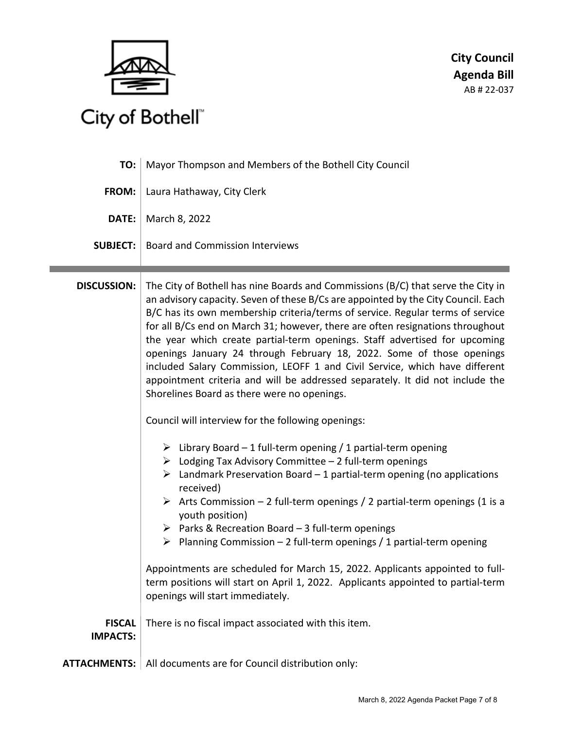City of Bothell™

**City Council Agenda Bill**
AB # 22-037

**TO:** Mayor Thompson and Members of the Bothell City Council

**FROM:** Laura Hathaway, City Clerk

**DATE:** March 8, 2022

**SUBJECT:** Board and Commission Interviews

**DISCUSSION:** The City of Bothell has nine Boards and Commissions (B/C) that serve the City in an advisory capacity. Seven of these B/Cs are appointed by the City Council. Each B/C has its own membership criteria/terms of service. Regular terms of service for all B/Cs end on March 31; however, there are often resignations throughout the year which create partial-term openings. Staff advertised for upcoming openings January 24 through February 18, 2022. Some of those openings included Salary Commission, LEOFF 1 and Civil Service, which have different appointment criteria and will be addressed separately. It did not include the Shorelines Board as there were no openings.

Council will interview for the following openings:

- Library Board – 1 full-term opening / 1 partial-term opening
- Lodging Tax Advisory Committee – 2 full-term openings
- Landmark Preservation Board – 1 partial-term opening (no applications received)
- Arts Commission – 2 full-term openings / 2 partial-term openings (1 is a youth position)
- Parks & Recreation Board – 3 full-term openings
- Planning Commission – 2 full-term openings / 1 partial-term opening

Appointments are scheduled for March 15, 2022. Applicants appointed to full-term positions will start on April 1, 2022. Applicants appointed to partial-term openings will start immediately.

**FISCAL IMPACTS:** There is no fiscal impact associated with this item.

**ATTACHMENTS:** All documents are for Council distribution only: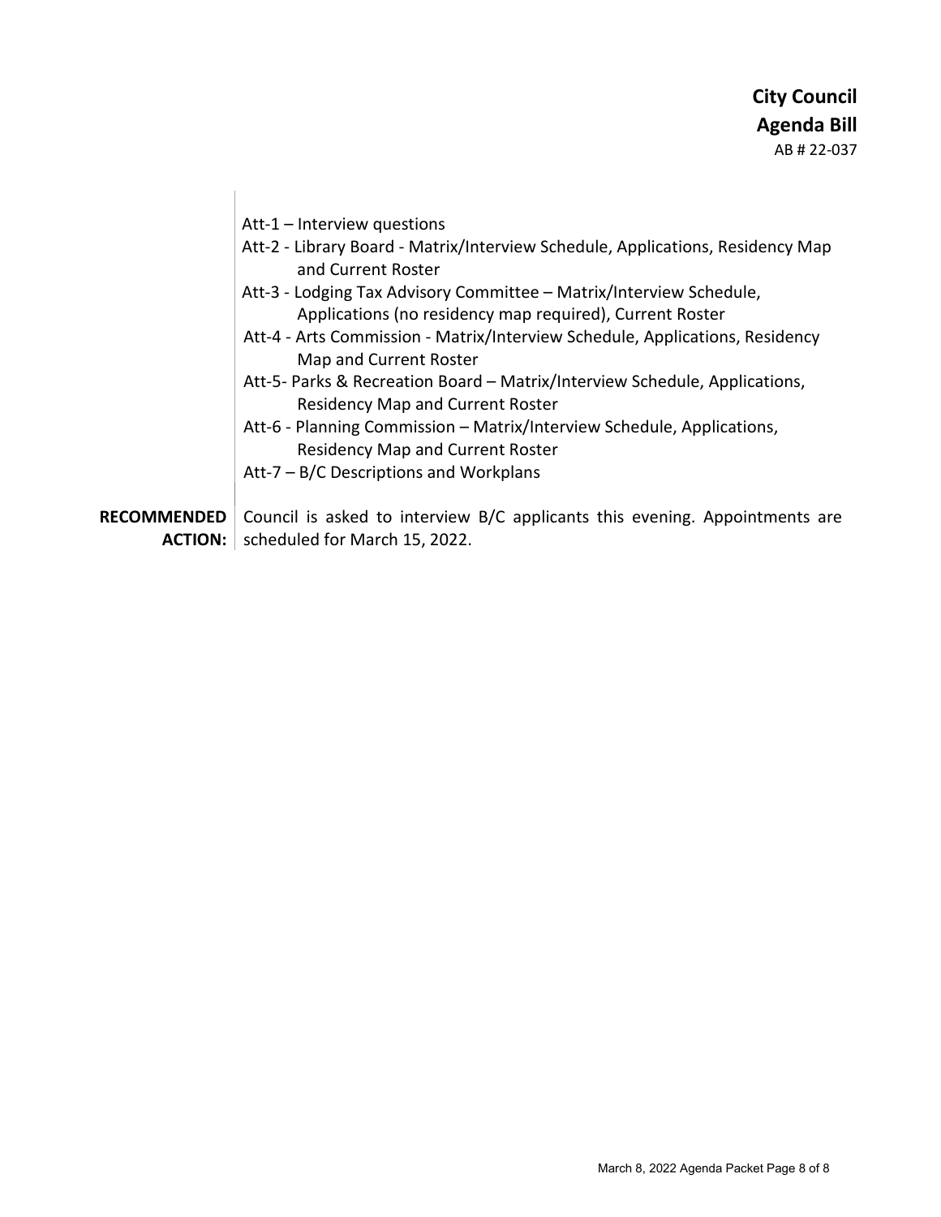**City Council**
**Agenda Bill**
AB # 22-037

| | |
|---|---|
| | Att-1 – Interview questions<br>Att-2 - Library Board - Matrix/Interview Schedule, Applications, Residency Map and Current Roster<br>Att-3 - Lodging Tax Advisory Committee – Matrix/Interview Schedule, Applications (no residency map required), Current Roster<br>Att-4 - Arts Commission - Matrix/Interview Schedule, Applications, Residency Map and Current Roster<br>Att-5- Parks & Recreation Board – Matrix/Interview Schedule, Applications, Residency Map and Current Roster<br>Att-6 - Planning Commission – Matrix/Interview Schedule, Applications, Residency Map and Current Roster<br>Att-7 – B/C Descriptions and Workplans |
| **RECOMMENDED ACTION:** | Council is asked to interview B/C applicants this evening. Appointments are scheduled for March 15, 2022. |